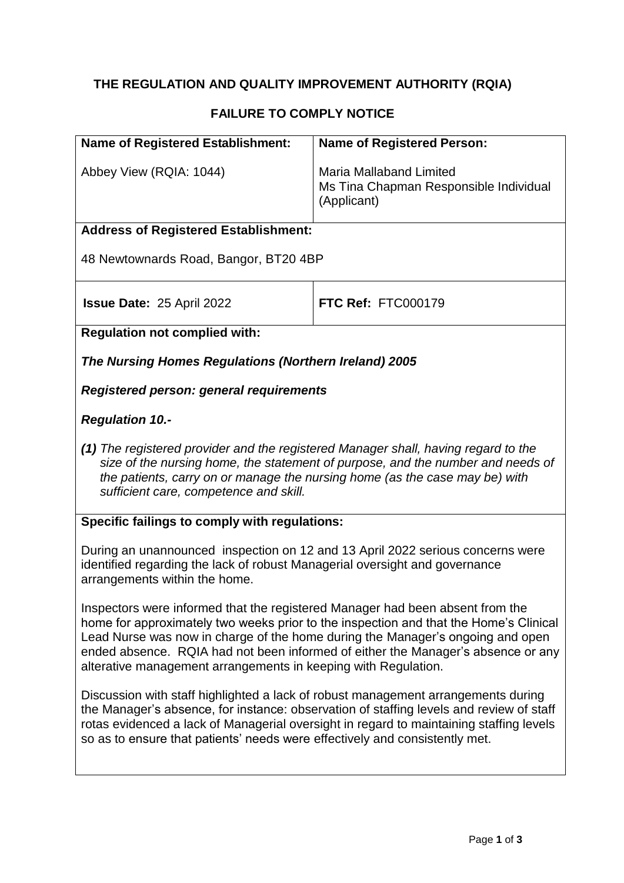# THE REGULATION AND QUALITY IMPROVEMENT AUTHORITY (RQIA)

## FAILURE TO COMPLY NOTICE

| **Name of Registered Establishment:** | **Name of Registered Person:** |
|---|---|
| Abbey View (RQIA: 1044) | Maria Mallaband Limited<br>Ms Tina Chapman Responsible Individual (Applicant) |
| **Address of Registered Establishment:**<br><br>48 Newtownards Road, Bangor, BT20 4BP | |
| **Issue Date:** 25 April 2022 | **FTC Ref:** FTC000179 |

**Regulation not complied with:**

***The Nursing Homes Regulations (Northern Ireland) 2005***

***Registered person: general requirements***

***Regulation 10.-***

***(1)*** *The registered provider and the registered Manager shall, having regard to the size of the nursing home, the statement of purpose, and the number and needs of the patients, carry on or manage the nursing home (as the case may be) with sufficient care, competence and skill.*

**Specific failings to comply with regulations:**

During an unannounced inspection on 12 and 13 April 2022 serious concerns were identified regarding the lack of robust Managerial oversight and governance arrangements within the home.

Inspectors were informed that the registered Manager had been absent from the home for approximately two weeks prior to the inspection and that the Home's Clinical Lead Nurse was now in charge of the home during the Manager's ongoing and open ended absence. RQIA had not been informed of either the Manager's absence or any alterative management arrangements in keeping with Regulation.

Discussion with staff highlighted a lack of robust management arrangements during the Manager's absence, for instance: observation of staffing levels and review of staff rotas evidenced a lack of Managerial oversight in regard to maintaining staffing levels so as to ensure that patients' needs were effectively and consistently met.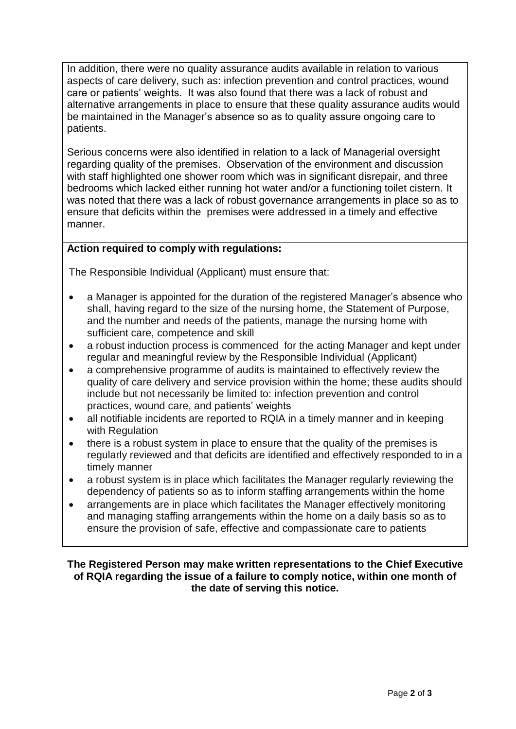In addition, there were no quality assurance audits available in relation to various aspects of care delivery, such as: infection prevention and control practices, wound care or patients' weights. It was also found that there was a lack of robust and alternative arrangements in place to ensure that these quality assurance audits would be maintained in the Manager's absence so as to quality assure ongoing care to patients.

Serious concerns were also identified in relation to a lack of Managerial oversight regarding quality of the premises. Observation of the environment and discussion with staff highlighted one shower room which was in significant disrepair, and three bedrooms which lacked either running hot water and/or a functioning toilet cistern. It was noted that there was a lack of robust governance arrangements in place so as to ensure that deficits within the premises were addressed in a timely and effective manner.

**Action required to comply with regulations:**

The Responsible Individual (Applicant) must ensure that:

- a Manager is appointed for the duration of the registered Manager's absence who shall, having regard to the size of the nursing home, the Statement of Purpose, and the number and needs of the patients, manage the nursing home with sufficient care, competence and skill
- a robust induction process is commenced for the acting Manager and kept under regular and meaningful review by the Responsible Individual (Applicant)
- a comprehensive programme of audits is maintained to effectively review the quality of care delivery and service provision within the home; these audits should include but not necessarily be limited to: infection prevention and control practices, wound care, and patients' weights
- all notifiable incidents are reported to RQIA in a timely manner and in keeping with Regulation
- there is a robust system in place to ensure that the quality of the premises is regularly reviewed and that deficits are identified and effectively responded to in a timely manner
- a robust system is in place which facilitates the Manager regularly reviewing the dependency of patients so as to inform staffing arrangements within the home
- arrangements are in place which facilitates the Manager effectively monitoring and managing staffing arrangements within the home on a daily basis so as to ensure the provision of safe, effective and compassionate care to patients

**The Registered Person may make written representations to the Chief Executive of RQIA regarding the issue of a failure to comply notice, within one month of the date of serving this notice.**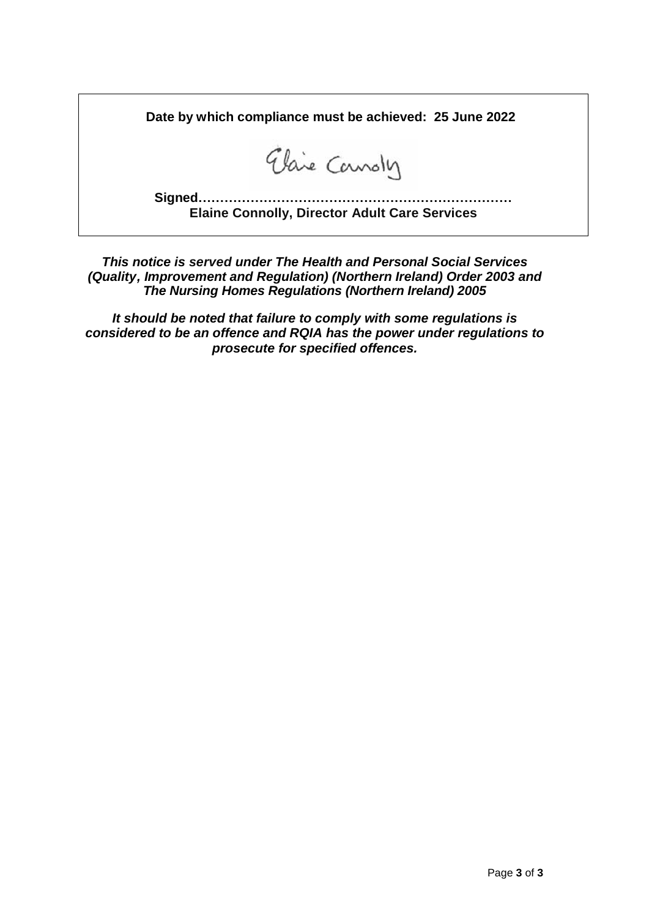**Date by which compliance must be achieved: 25 June 2022**

**Signed……………………………………………………………**
**Elaine Connolly, Director Adult Care Services**

***This notice is served under The Health and Personal Social Services (Quality, Improvement and Regulation) (Northern Ireland) Order 2003 and The Nursing Homes Regulations (Northern Ireland) 2005***

***It should be noted that failure to comply with some regulations is considered to be an offence and RQIA has the power under regulations to prosecute for specified offences.***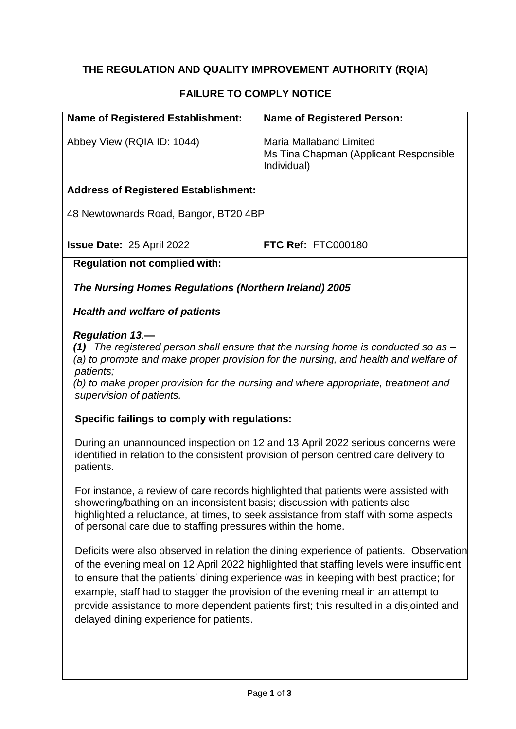# THE REGULATION AND QUALITY IMPROVEMENT AUTHORITY (RQIA)

## FAILURE TO COMPLY NOTICE

| **Name of Registered Establishment:** | **Name of Registered Person:** |
|---|---|
| Abbey View (RQIA ID: 1044) | Maria Mallaband Limited<br>Ms Tina Chapman (Applicant Responsible Individual) |
| **Address of Registered Establishment:**<br><br>48 Newtownards Road, Bangor, BT20 4BP | |
| **Issue Date:** 25 April 2022 | **FTC Ref:** FTC000180 |

**Regulation not complied with:**

***The Nursing Homes Regulations (Northern Ireland) 2005***

***Health and welfare of patients***

***Regulation 13.—***

***(1)*** *The registered person shall ensure that the nursing home is conducted so as –*
*(a) to promote and make proper provision for the nursing, and health and welfare of patients;*
*(b) to make proper provision for the nursing and where appropriate, treatment and supervision of patients.*

**Specific failings to comply with regulations:**

During an unannounced inspection on 12 and 13 April 2022 serious concerns were identified in relation to the consistent provision of person centred care delivery to patients.

For instance, a review of care records highlighted that patients were assisted with showering/bathing on an inconsistent basis; discussion with patients also highlighted a reluctance, at times, to seek assistance from staff with some aspects of personal care due to staffing pressures within the home.

Deficits were also observed in relation the dining experience of patients. Observation of the evening meal on 12 April 2022 highlighted that staffing levels were insufficient to ensure that the patients' dining experience was in keeping with best practice; for example, staff had to stagger the provision of the evening meal in an attempt to provide assistance to more dependent patients first; this resulted in a disjointed and delayed dining experience for patients.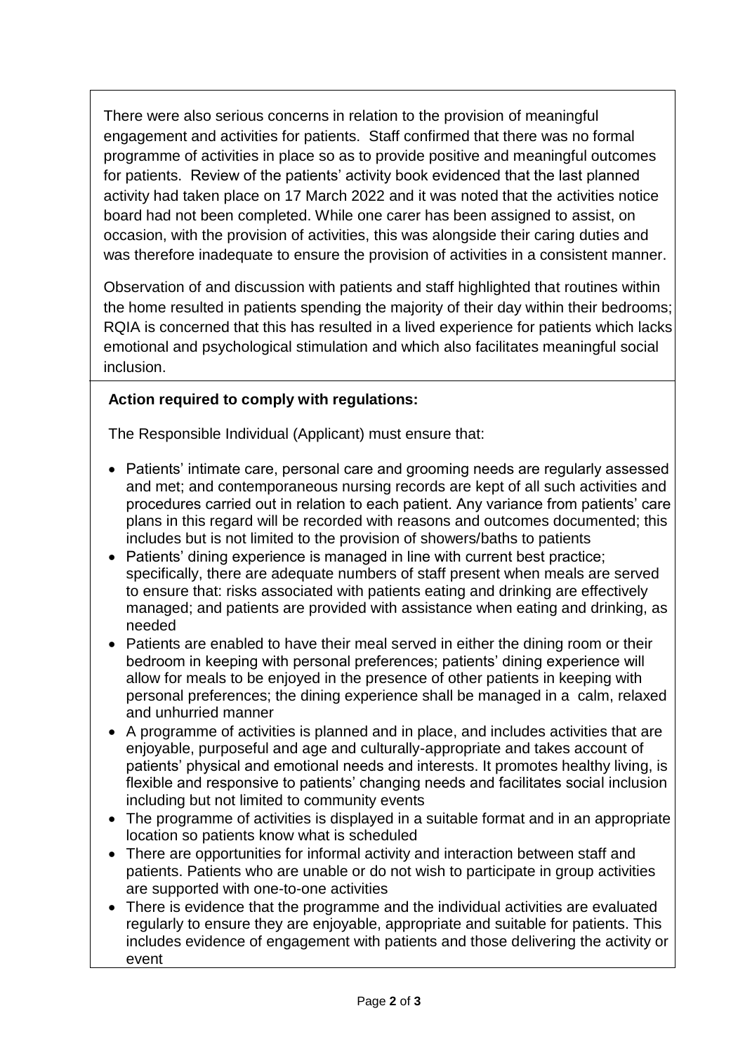There were also serious concerns in relation to the provision of meaningful engagement and activities for patients. Staff confirmed that there was no formal programme of activities in place so as to provide positive and meaningful outcomes for patients. Review of the patients' activity book evidenced that the last planned activity had taken place on 17 March 2022 and it was noted that the activities notice board had not been completed. While one carer has been assigned to assist, on occasion, with the provision of activities, this was alongside their caring duties and was therefore inadequate to ensure the provision of activities in a consistent manner.

Observation of and discussion with patients and staff highlighted that routines within the home resulted in patients spending the majority of their day within their bedrooms; RQIA is concerned that this has resulted in a lived experience for patients which lacks emotional and psychological stimulation and which also facilitates meaningful social inclusion.

**Action required to comply with regulations:**

The Responsible Individual (Applicant) must ensure that:

- Patients' intimate care, personal care and grooming needs are regularly assessed and met; and contemporaneous nursing records are kept of all such activities and procedures carried out in relation to each patient. Any variance from patients' care plans in this regard will be recorded with reasons and outcomes documented; this includes but is not limited to the provision of showers/baths to patients
- Patients' dining experience is managed in line with current best practice; specifically, there are adequate numbers of staff present when meals are served to ensure that: risks associated with patients eating and drinking are effectively managed; and patients are provided with assistance when eating and drinking, as needed
- Patients are enabled to have their meal served in either the dining room or their bedroom in keeping with personal preferences; patients' dining experience will allow for meals to be enjoyed in the presence of other patients in keeping with personal preferences; the dining experience shall be managed in a calm, relaxed and unhurried manner
- A programme of activities is planned and in place, and includes activities that are enjoyable, purposeful and age and culturally-appropriate and takes account of patients' physical and emotional needs and interests. It promotes healthy living, is flexible and responsive to patients' changing needs and facilitates social inclusion including but not limited to community events
- The programme of activities is displayed in a suitable format and in an appropriate location so patients know what is scheduled
- There are opportunities for informal activity and interaction between staff and patients. Patients who are unable or do not wish to participate in group activities are supported with one-to-one activities
- There is evidence that the programme and the individual activities are evaluated regularly to ensure they are enjoyable, appropriate and suitable for patients. This includes evidence of engagement with patients and those delivering the activity or event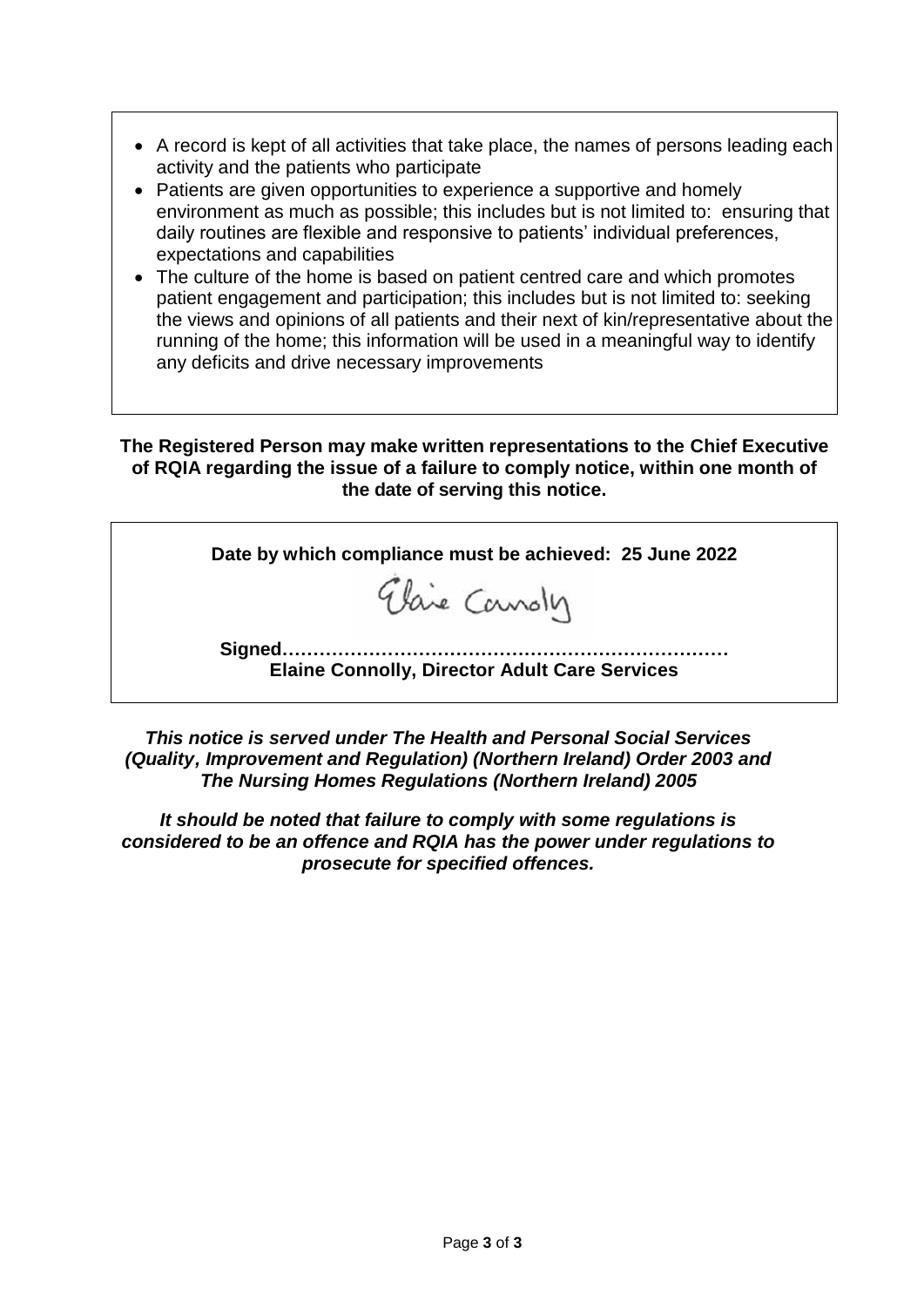- A record is kept of all activities that take place, the names of persons leading each activity and the patients who participate
- Patients are given opportunities to experience a supportive and homely environment as much as possible; this includes but is not limited to: ensuring that daily routines are flexible and responsive to patients' individual preferences, expectations and capabilities
- The culture of the home is based on patient centred care and which promotes patient engagement and participation; this includes but is not limited to: seeking the views and opinions of all patients and their next of kin/representative about the running of the home; this information will be used in a meaningful way to identify any deficits and drive necessary improvements

**The Registered Person may make written representations to the Chief Executive of RQIA regarding the issue of a failure to comply notice, within one month of the date of serving this notice.**

**Date by which compliance must be achieved: 25 June 2022**

**Signed………………………………………………………………**
**Elaine Connolly, Director Adult Care Services**

***This notice is served under The Health and Personal Social Services (Quality, Improvement and Regulation) (Northern Ireland) Order 2003 and The Nursing Homes Regulations (Northern Ireland) 2005***

***It should be noted that failure to comply with some regulations is considered to be an offence and RQIA has the power under regulations to prosecute for specified offences.***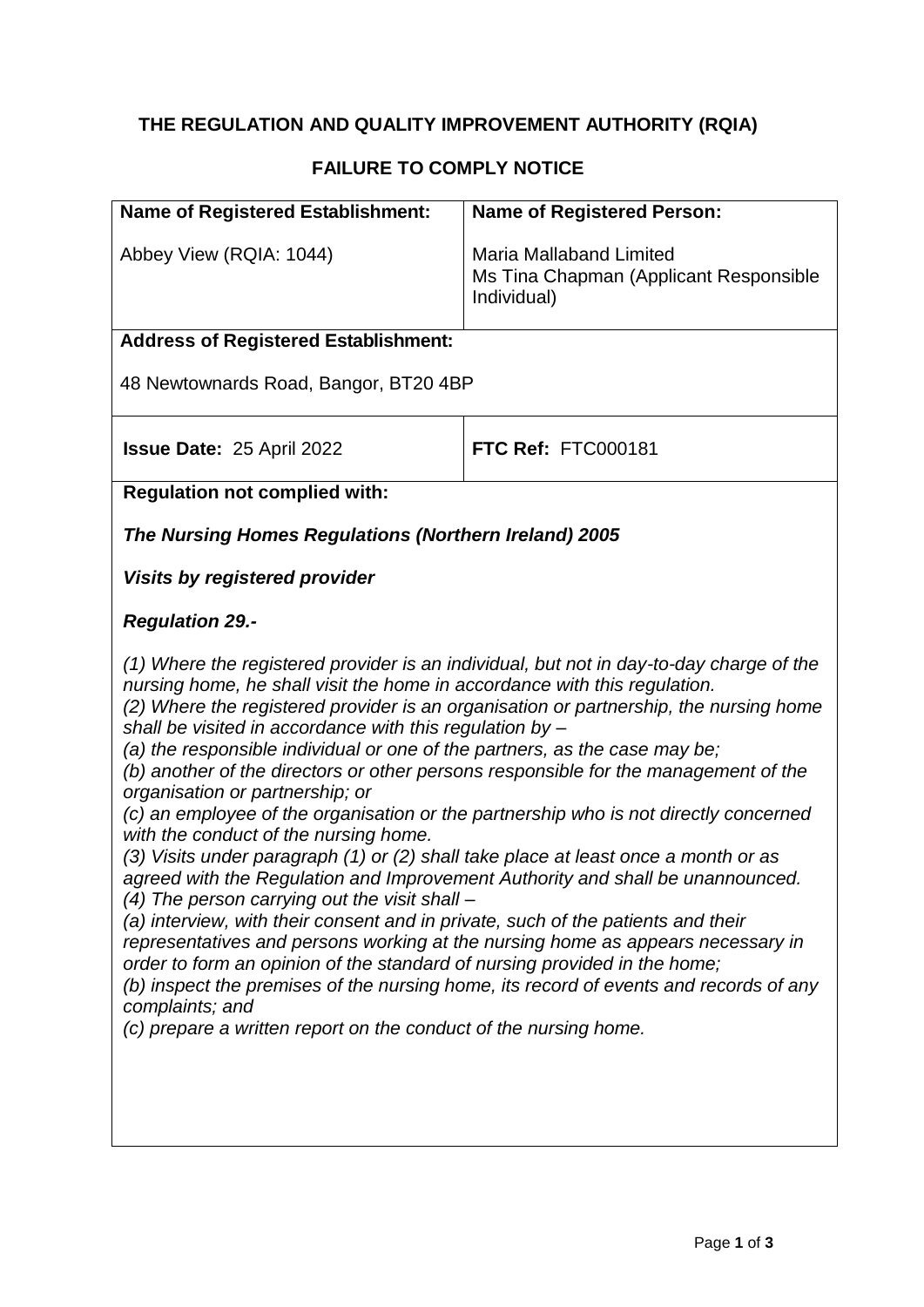## THE REGULATION AND QUALITY IMPROVEMENT AUTHORITY (RQIA)

## FAILURE TO COMPLY NOTICE

| **Name of Registered Establishment:** | **Name of Registered Person:** |
| --- | --- |
| Abbey View (RQIA: 1044) | Maria Mallaband Limited<br>Ms Tina Chapman (Applicant Responsible Individual) |
| **Address of Registered Establishment:**<br><br>48 Newtownards Road, Bangor, BT20 4BP | |
| **Issue Date:** 25 April 2022 | **FTC Ref:** FTC000181 |

**Regulation not complied with:**

***The Nursing Homes Regulations (Northern Ireland) 2005***

***Visits by registered provider***

***Regulation 29.-***

*(1) Where the registered provider is an individual, but not in day-to-day charge of the nursing home, he shall visit the home in accordance with this regulation.*
*(2) Where the registered provider is an organisation or partnership, the nursing home shall be visited in accordance with this regulation by –*
*(a) the responsible individual or one of the partners, as the case may be;*
*(b) another of the directors or other persons responsible for the management of the organisation or partnership; or*
*(c) an employee of the organisation or the partnership who is not directly concerned with the conduct of the nursing home.*
*(3) Visits under paragraph (1) or (2) shall take place at least once a month or as agreed with the Regulation and Improvement Authority and shall be unannounced.*
*(4) The person carrying out the visit shall –*
*(a) interview, with their consent and in private, such of the patients and their representatives and persons working at the nursing home as appears necessary in order to form an opinion of the standard of nursing provided in the home;*
*(b) inspect the premises of the nursing home, its record of events and records of any complaints; and*
*(c) prepare a written report on the conduct of the nursing home.*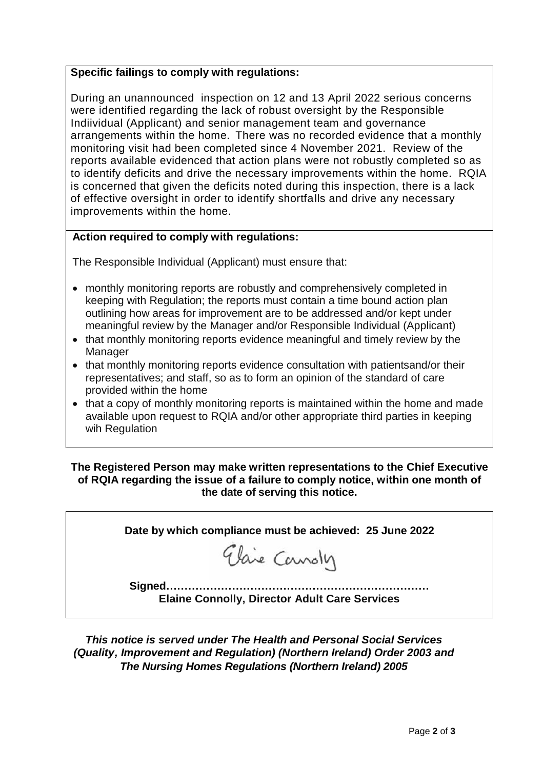**Specific failings to comply with regulations:**

During an unannounced inspection on 12 and 13 April 2022 serious concerns were identified regarding the lack of robust oversight by the Responsible Indiividual (Applicant) and senior management team and governance arrangements within the home. There was no recorded evidence that a monthly monitoring visit had been completed since 4 November 2021. Review of the reports available evidenced that action plans were not robustly completed so as to identify deficits and drive the necessary improvements within the home. RQIA is concerned that given the deficits noted during this inspection, there is a lack of effective oversight in order to identify shortfalls and drive any necessary improvements within the home.

**Action required to comply with regulations:**

The Responsible Individual (Applicant) must ensure that:

- monthly monitoring reports are robustly and comprehensively completed in keeping with Regulation; the reports must contain a time bound action plan outlining how areas for improvement are to be addressed and/or kept under meaningful review by the Manager and/or Responsible Individual (Applicant)
- that monthly monitoring reports evidence meaningful and timely review by the Manager
- that monthly monitoring reports evidence consultation with patientsand/or their representatives; and staff, so as to form an opinion of the standard of care provided within the home
- that a copy of monthly monitoring reports is maintained within the home and made available upon request to RQIA and/or other appropriate third parties in keeping wih Regulation

**The Registered Person may make written representations to the Chief Executive of RQIA regarding the issue of a failure to comply notice, within one month of the date of serving this notice.**

**Date by which compliance must be achieved: 25 June 2022**

**Signed………………………………………………………………**
**Elaine Connolly, Director Adult Care Services**

***This notice is served under The Health and Personal Social Services (Quality, Improvement and Regulation) (Northern Ireland) Order 2003 and The Nursing Homes Regulations (Northern Ireland) 2005***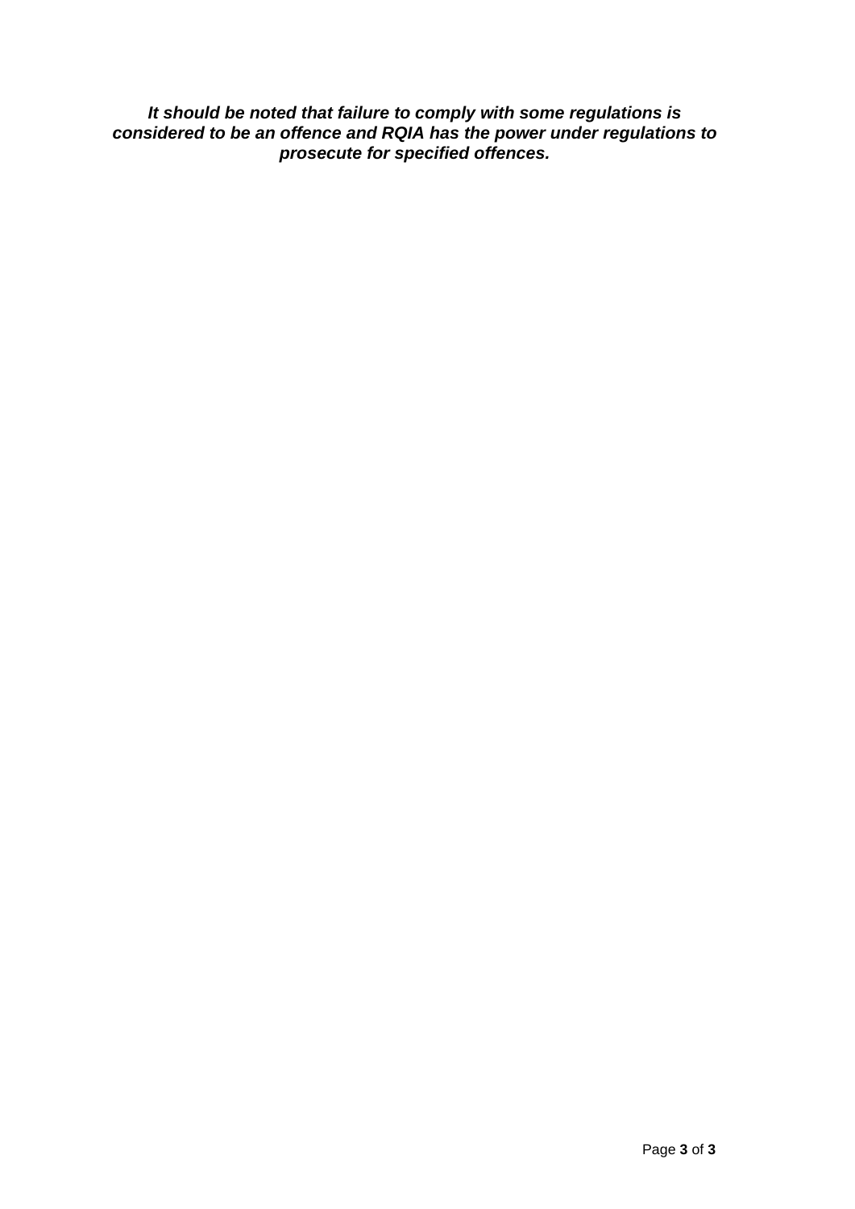***It should be noted that failure to comply with some regulations is considered to be an offence and RQIA has the power under regulations to prosecute for specified offences.***